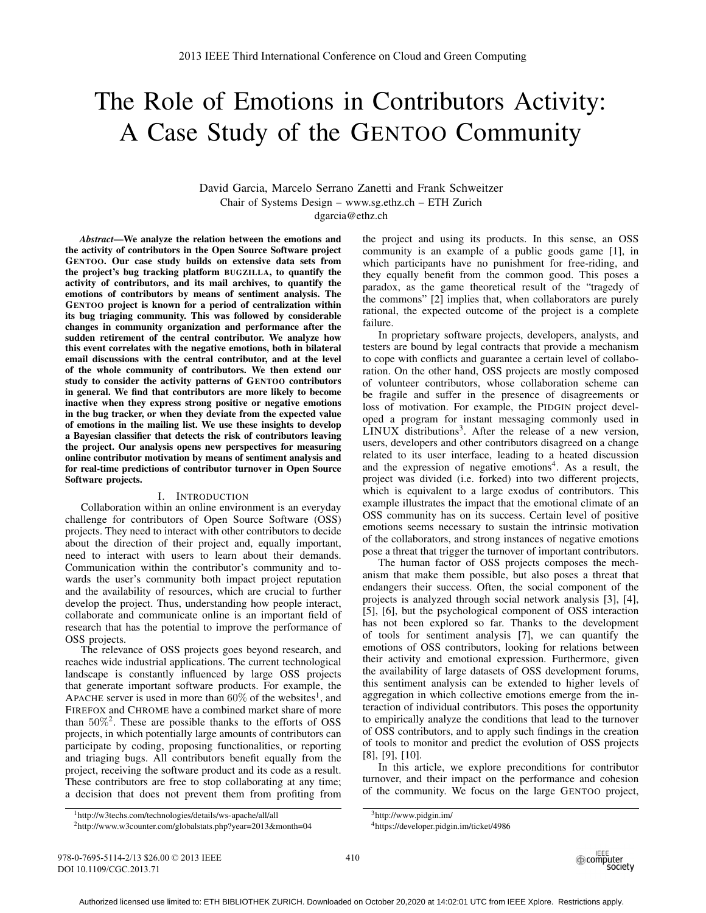# The Role of Emotions in Contributors Activity: A Case Study of the GENTOO Community

David Garcia, Marcelo Serrano Zanetti and Frank Schweitzer
Chair of Systems Design – www.sg.ethz.ch – ETH Zurich
dgarcia@ethz.ch

***Abstract*—We analyze the relation between the emotions and the activity of contributors in the Open Source Software project GENTOO. Our case study builds on extensive data sets from the project's bug tracking platform BUGZILLA, to quantify the activity of contributors, and its mail archives, to quantify the emotions of contributors by means of sentiment analysis. The GENTOO project is known for a period of centralization within its bug triaging community. This was followed by considerable changes in community organization and performance after the sudden retirement of the central contributor. We analyze how this event correlates with the negative emotions, both in bilateral email discussions with the central contributor, and at the level of the whole community of contributors. We then extend our study to consider the activity patterns of GENTOO contributors in general. We find that contributors are more likely to become inactive when they express strong positive or negative emotions in the bug tracker, or when they deviate from the expected value of emotions in the mailing list. We use these insights to develop a Bayesian classifier that detects the risk of contributors leaving the project. Our analysis opens new perspectives for measuring online contributor motivation by means of sentiment analysis and for real-time predictions of contributor turnover in Open Source Software projects.**

## I. INTRODUCTION

Collaboration within an online environment is an everyday challenge for contributors of Open Source Software (OSS) projects. They need to interact with other contributors to decide about the direction of their project and, equally important, need to interact with users to learn about their demands. Communication within the contributor's community and towards the user's community both impact project reputation and the availability of resources, which are crucial to further develop the project. Thus, understanding how people interact, collaborate and communicate online is an important field of research that has the potential to improve the performance of OSS projects.

The relevance of OSS projects goes beyond research, and reaches wide industrial applications. The current technological landscape is constantly influenced by large OSS projects that generate important software products. For example, the APACHE server is used in more than $60\%$ of the websites[1], and FIREFOX and CHROME have a combined market share of more than $50\%$[2]. These are possible thanks to the efforts of OSS projects, in which potentially large amounts of contributors can participate by coding, proposing functionalities, or reporting and triaging bugs. All contributors benefit equally from the project, receiving the software product and its code as a result. These contributors are free to stop collaborating at any time; a decision that does not prevent them from profiting from the project and using its products. In this sense, an OSS community is an example of a public goods game [1], in which participants have no punishment for free-riding, and they equally benefit from the common good. This poses a paradox, as the game theoretical result of the "tragedy of the commons" [2] implies that, when collaborators are purely rational, the expected outcome of the project is a complete failure.

In proprietary software projects, developers, analysts, and testers are bound by legal contracts that provide a mechanism to cope with conflicts and guarantee a certain level of collaboration. On the other hand, OSS projects are mostly composed of volunteer contributors, whose collaboration scheme can be fragile and suffer in the presence of disagreements or loss of motivation. For example, the PIDGIN project developed a program for instant messaging commonly used in LINUX distributions[3]. After the release of a new version, users, developers and other contributors disagreed on a change related to its user interface, leading to a heated discussion and the expression of negative emotions[4]. As a result, the project was divided (i.e. forked) into two different projects, which is equivalent to a large exodus of contributors. This example illustrates the impact that the emotional climate of an OSS community has on its success. Certain level of positive emotions seems necessary to sustain the intrinsic motivation of the collaborators, and strong instances of negative emotions pose a threat that trigger the turnover of important contributors.

The human factor of OSS projects composes the mechanism that make them possible, but also poses a threat that endangers their success. Often, the social component of the projects is analyzed through social network analysis [3], [4], [5], [6], but the psychological component of OSS interaction has not been explored so far. Thanks to the development of tools for sentiment analysis [7], we can quantify the emotions of OSS contributors, looking for relations between their activity and emotional expression. Furthermore, given the availability of large datasets of OSS development forums, this sentiment analysis can be extended to higher levels of aggregation in which collective emotions emerge from the interaction of individual contributors. This poses the opportunity to empirically analyze the conditions that lead to the turnover of OSS contributors, and to apply such findings in the creation of tools to monitor and predict the evolution of OSS projects [8], [9], [10].

In this article, we explore preconditions for contributor turnover, and their impact on the performance and cohesion of the community. We focus on the large GENTOO project,

[1] http://w3techs.com/technologies/details/ws-apache/all/all

[2] http://www.w3counter.com/globalstats.php?year=2013&month=04

[3] http://www.pidgin.im/

[4] https://developer.pidgin.im/ticket/4986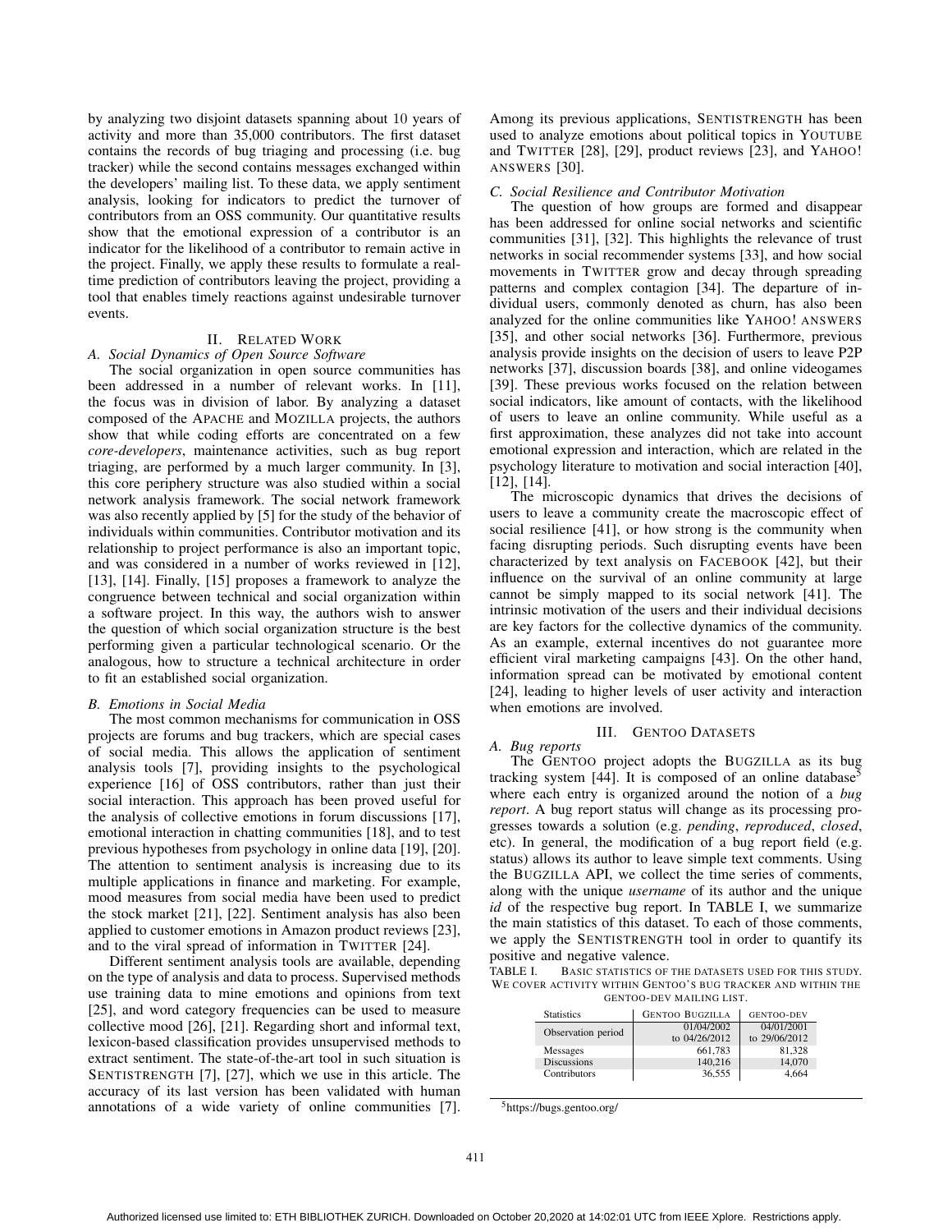by analyzing two disjoint datasets spanning about 10 years of activity and more than 35,000 contributors. The first dataset contains the records of bug triaging and processing (i.e. bug tracker) while the second contains messages exchanged within the developers' mailing list. To these data, we apply sentiment analysis, looking for indicators to predict the turnover of contributors from an OSS community. Our quantitative results show that the emotional expression of a contributor is an indicator for the likelihood of a contributor to remain active in the project. Finally, we apply these results to formulate a real-time prediction of contributors leaving the project, providing a tool that enables timely reactions against undesirable turnover events.

## II. Related Work

### A. Social Dynamics of Open Source Software

The social organization in open source communities has been addressed in a number of relevant works. In [11], the focus was in division of labor. By analyzing a dataset composed of the APACHE and MOZILLA projects, the authors show that while coding efforts are concentrated on a few *core-developers*, maintenance activities, such as bug report triaging, are performed by a much larger community. In [3], this core periphery structure was also studied within a social network analysis framework. The social network framework was also recently applied by [5] for the study of the behavior of individuals within communities. Contributor motivation and its relationship to project performance is also an important topic, and was considered in a number of works reviewed in [12], [13], [14]. Finally, [15] proposes a framework to analyze the congruence between technical and social organization within a software project. In this way, the authors wish to answer the question of which social organization structure is the best performing given a particular technological scenario. Or the analogous, how to structure a technical architecture in order to fit an established social organization.

### B. Emotions in Social Media

The most common mechanisms for communication in OSS projects are forums and bug trackers, which are special cases of social media. This allows the application of sentiment analysis tools [7], providing insights to the psychological experience [16] of OSS contributors, rather than just their social interaction. This approach has been proved useful for the analysis of collective emotions in forum discussions [17], emotional interaction in chatting communities [18], and to test previous hypotheses from psychology in online data [19], [20]. The attention to sentiment analysis is increasing due to its multiple applications in finance and marketing. For example, mood measures from social media have been used to predict the stock market [21], [22]. Sentiment analysis has also been applied to customer emotions in Amazon product reviews [23], and to the viral spread of information in TWITTER [24].

Different sentiment analysis tools are available, depending on the type of analysis and data to process. Supervised methods use training data to mine emotions and opinions from text [25], and word category frequencies can be used to measure collective mood [26], [21]. Regarding short and informal text, lexicon-based classification provides unsupervised methods to extract sentiment. The state-of-the-art tool in such situation is SENTISTRENGTH [7], [27], which we use in this article. The accuracy of its last version has been validated with human annotations of a wide variety of online communities [7]. Among its previous applications, SENTISTRENGTH has been used to analyze emotions about political topics in YOUTUBE and TWITTER [28], [29], product reviews [23], and YAHOO! ANSWERS [30].

### C. Social Resilience and Contributor Motivation

The question of how groups are formed and disappear has been addressed for online social networks and scientific communities [31], [32]. This highlights the relevance of trust networks in social recommender systems [33], and how social movements in TWITTER grow and decay through spreading patterns and complex contagion [34]. The departure of individual users, commonly denoted as churn, has also been analyzed for the online communities like YAHOO! ANSWERS [35], and other social networks [36]. Furthermore, previous analysis provide insights on the decision of users to leave P2P networks [37], discussion boards [38], and online videogames [39]. These previous works focused on the relation between social indicators, like amount of contacts, with the likelihood of users to leave an online community. While useful as a first approximation, these analyzes did not take into account emotional expression and interaction, which are related in the psychology literature to motivation and social interaction [40], [12], [14].

The microscopic dynamics that drives the decisions of users to leave a community create the macroscopic effect of social resilience [41], or how strong is the community when facing disrupting periods. Such disrupting events have been characterized by text analysis on FACEBOOK [42], but their influence on the survival of an online community at large cannot be simply mapped to its social network [41]. The intrinsic motivation of the users and their individual decisions are key factors for the collective dynamics of the community. As an example, external incentives do not guarantee more efficient viral marketing campaigns [43]. On the other hand, information spread can be motivated by emotional content [24], leading to higher levels of user activity and interaction when emotions are involved.

## III. Gentoo Datasets

### A. Bug reports

The GENTOO project adopts the BUGZILLA as its bug tracking system [44]. It is composed of an online database[5] where each entry is organized around the notion of a *bug report*. A bug report status will change as its processing progresses towards a solution (e.g. *pending*, *reproduced*, *closed*, etc). In general, the modification of a bug report field (e.g. status) allows its author to leave simple text comments. Using the BUGZILLA API, we collect the time series of comments, along with the unique *username* of its author and the unique *id* of the respective bug report. In TABLE I, we summarize the main statistics of this dataset. To each of those comments, we apply the SENTISTRENGTH tool in order to quantify its positive and negative valence.

TABLE I. Basic statistics of the datasets used for this study. We cover activity within Gentoo's bug tracker and within the gentoo-dev mailing list.

| Statistics | GENTOO BUGZILLA | GENTOO-DEV |
|---|---|---|
| Observation period | 01/04/2002 to 04/26/2012 | 04/01/2001 to 29/06/2012 |
| Messages | 661,783 | 81,328 |
| Discussions | 140,216 | 14,070 |
| Contributors | 36,555 | 4,664 |

[5] https://bugs.gentoo.org/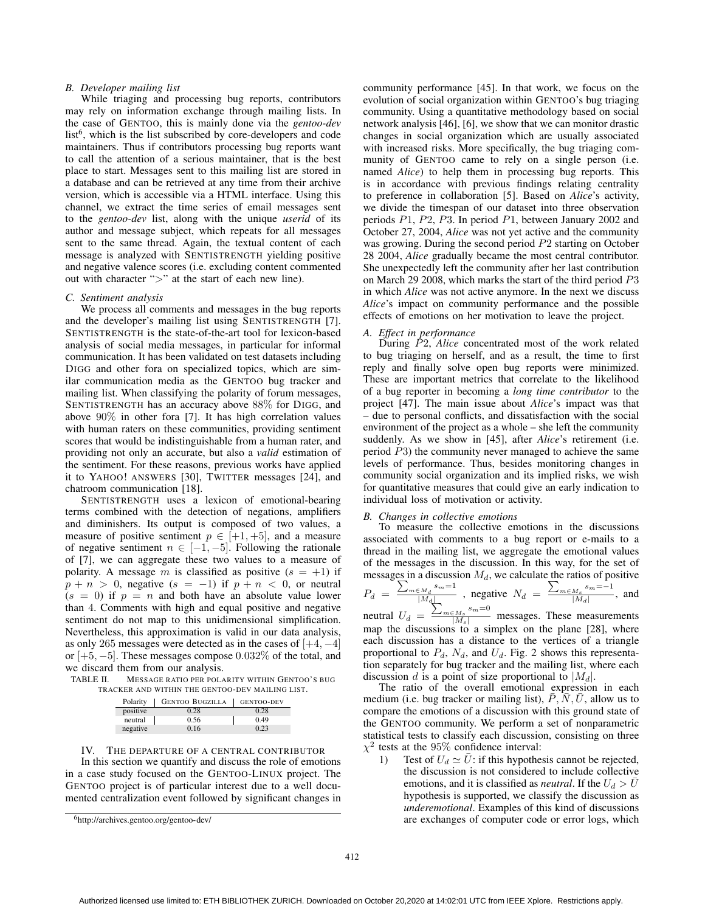### B. Developer mailing list

While triaging and processing bug reports, contributors may rely on information exchange through mailing lists. In the case of GENTOO, this is mainly done via the *gentoo-dev* list[6], which is the list subscribed by core-developers and code maintainers. Thus if contributors processing bug reports want to call the attention of a serious maintainer, that is the best place to start. Messages sent to this mailing list are stored in a database and can be retrieved at any time from their archive version, which is accessible via a HTML interface. Using this channel, we extract the time series of email messages sent to the *gentoo-dev* list, along with the unique *userid* of its author and message subject, which repeats for all messages sent to the same thread. Again, the textual content of each message is analyzed with SENTISTRENGTH yielding positive and negative valence scores (i.e. excluding content commented out with character ">" at the start of each new line).

### C. Sentiment analysis

We process all comments and messages in the bug reports and the developer's mailing list using SENTISTRENGTH [7]. SENTISTRENGTH is the state-of-the-art tool for lexicon-based analysis of social media messages, in particular for informal communication. It has been validated on test datasets including DIGG and other fora on specialized topics, which are similar communication media as the GENTOO bug tracker and mailing list. When classifying the polarity of forum messages, SENTISTRENGTH has an accuracy above 88% for DIGG, and above 90% in other fora [7]. It has high correlation values with human raters on these communities, providing sentiment scores that would be indistinguishable from a human rater, and providing not only an accurate, but also a *valid* estimation of the sentiment. For these reasons, previous works have applied it to YAHOO! ANSWERS [30], TWITTER messages [24], and chatroom communication [18].

SENTISTRENGTH uses a lexicon of emotional-bearing terms combined with the detection of negations, amplifiers and diminishers. Its output is composed of two values, a measure of positive sentiment $p \in [+1, +5]$, and a measure of negative sentiment $n \in [-1, -5]$. Following the rationale of [7], we can aggregate these two values to a measure of polarity. A message $m$ is classified as positive ($s = +1$) if $p + n > 0$, negative ($s = -1$) if $p + n < 0$, or neutral ($s = 0$) if $p = n$ and both have an absolute value lower than 4. Comments with high and equal positive and negative sentiment do not map to this unidimensional simplification. Nevertheless, this approximation is valid in our data analysis, as only 265 messages were detected as in the cases of $[+4, -4]$ or $[+5, -5]$. These messages compose 0.032% of the total, and we discard them from our analysis.

TABLE II. MESSAGE RATIO PER POLARITY WITHIN GENTOO'S BUG TRACKER AND WITHIN THE GENTOO-DEV MAILING LIST.

| Polarity | GENTOO BUGZILLA | GENTOO-DEV |
|---|---|---|
| positive | 0.28 | 0.28 |
| neutral | 0.56 | 0.49 |
| negative | 0.16 | 0.23 |

## IV. THE DEPARTURE OF A CENTRAL CONTRIBUTOR

In this section we quantify and discuss the role of emotions in a case study focused on the GENTOO-LINUX project. The GENTOO project is of particular interest due to a well documented centralization event followed by significant changes in community performance [45]. In that work, we focus on the evolution of social organization within GENTOO's bug triaging community. Using a quantitative methodology based on social network analysis [46], [6], we show that we can monitor drastic changes in social organization which are usually associated with increased risks. More specifically, the bug triaging community of GENTOO came to rely on a single person (i.e. named *Alice*) to help them in processing bug reports. This is in accordance with previous findings relating centrality to preference in collaboration [5]. Based on *Alice*'s activity, we divide the timespan of our dataset into three observation periods $P1$, $P2$, $P3$. In period $P1$, between January 2002 and October 27, 2004, *Alice* was not yet active and the community was growing. During the second period $P2$ starting on October 28 2004, *Alice* gradually became the most central contributor. She unexpectedly left the community after her last contribution on March 29 2008, which marks the start of the third period $P3$ in which *Alice* was not active anymore. In the next we discuss *Alice*'s impact on community performance and the possible effects of emotions on her motivation to leave the project.

### A. Effect in performance

During $P2$, *Alice* concentrated most of the work related to bug triaging on herself, and as a result, the time to first reply and finally solve open bug reports were minimized. These are important metrics that correlate to the likelihood of a bug reporter in becoming a *long time contributor* to the project [47]. The main issue about *Alice*'s impact was that – due to personal conflicts, and dissatisfaction with the social environment of the project as a whole – she left the community suddenly. As we show in [45], after *Alice*'s retirement (i.e. period $P3$) the community never managed to achieve the same levels of performance. Thus, besides monitoring changes in community social organization and its implied risks, we wish for quantitative measures that could give an early indication to individual loss of motivation or activity.

### B. Changes in collective emotions

To measure the collective emotions in the discussions associated with comments to a bug report or e-mails to a thread in the mailing list, we aggregate the emotional values of the messages in the discussion. In this way, for the set of messages in a discussion $M_d$, we calculate the ratios of positive $P_d = \frac{\sum_{m \in M_d} s_m = 1}{|M_d|}$, negative $N_d = \frac{\sum_{m \in M_s} s_m = -1}{|M_d|}$, and neutral $U_d = \frac{\sum_{m \in M_s} s_m = 0}{|M_s|}$ messages. These measurements map the discussions to a simplex on the plane [28], where each discussion has a distance to the vertices of a triangle proportional to $P_d$, $N_d$, and $U_d$. Fig. 2 shows this representation separately for bug tracker and the mailing list, where each discussion $d$ is a point of size proportional to $|M_d|$.

The ratio of the overall emotional expression in each medium (i.e. bug tracker or mailing list), $\bar{P}, \bar{N}, \bar{U}$, allow us to compare the emotions of a discussion with this ground state of the GENTOO community. We perform a set of nonparametric statistical tests to classify each discussion, consisting on three $\chi^2$ tests at the 95% confidence interval:

1) Test of $U_d \simeq \bar{U}$: if this hypothesis cannot be rejected, the discussion is not considered to include collective emotions, and it is classified as *neutral*. If the $U_d > \bar{U}$ hypothesis is supported, we classify the discussion as *underemotional*. Examples of this kind of discussions are exchanges of computer code or error logs, which

[6] http://archives.gentoo.org/gentoo-dev/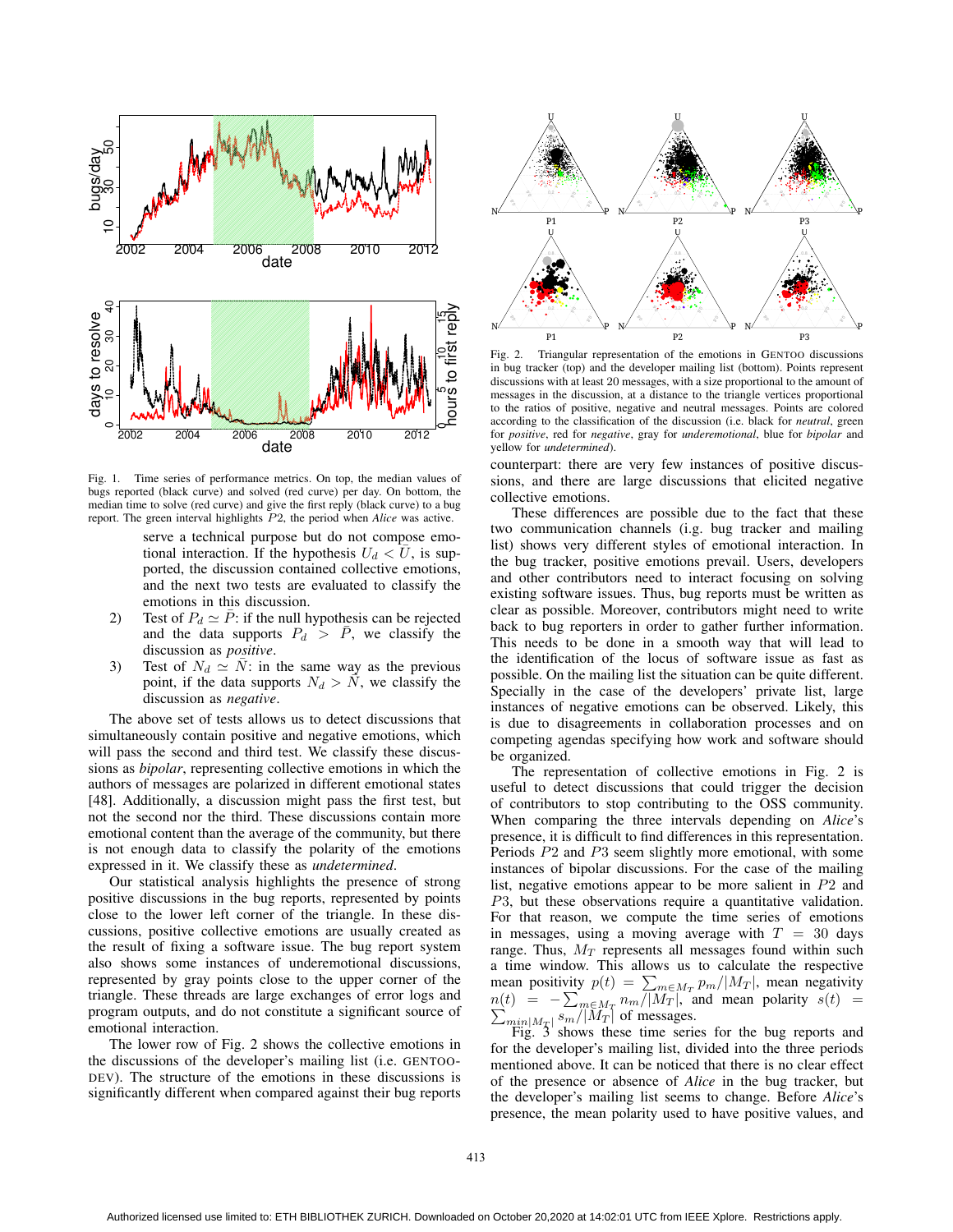Fig. 1. Time series of performance metrics. On top, the median values of bugs reported (black curve) and solved (red curve) per day. On bottom, the median time to solve (red curve) and give the first reply (black curve) to a bug report. The green interval highlights $P2$, the period when *Alice* was active.

serve a technical purpose but do not compose emotional interaction. If the hypothesis $U_d < \bar{U}$, is supported, the discussion contained collective emotions, and the next two tests are evaluated to classify the emotions in this discussion.

2) Test of $P_d \simeq \bar{P}$: if the null hypothesis can be rejected and the data supports $P_d > \bar{P}$, we classify the discussion as *positive*.
3) Test of $N_d \simeq \bar{N}$: in the same way as the previous point, if the data supports $N_d > \bar{N}$, we classify the discussion as *negative*.

The above set of tests allows us to detect discussions that simultaneously contain positive and negative emotions, which will pass the second and third test. We classify these discussions as *bipolar*, representing collective emotions in which the authors of messages are polarized in different emotional states [48]. Additionally, a discussion might pass the first test, but not the second nor the third. These discussions contain more emotional content than the average of the community, but there is not enough data to classify the polarity of the emotions expressed in it. We classify these as *undetermined*.

Our statistical analysis highlights the presence of strong positive discussions in the bug reports, represented by points close to the lower left corner of the triangle. In these discussions, positive collective emotions are usually created as the result of fixing a software issue. The bug report system also shows some instances of underemotional discussions, represented by gray points close to the upper corner of the triangle. These threads are large exchanges of error logs and program outputs, and do not constitute a significant source of emotional interaction.

The lower row of Fig. 2 shows the collective emotions in the discussions of the developer's mailing list (i.e. GENTOO-DEV). The structure of the emotions in these discussions is significantly different when compared against their bug reports

Fig. 2. Triangular representation of the emotions in GENTOO discussions in bug tracker (top) and the developer mailing list (bottom). Points represent discussions with at least 20 messages, with a size proportional to the amount of messages in the discussion, at a distance to the triangle vertices proportional to the ratios of positive, negative and neutral messages. Points are colored according to the classification of the discussion (i.e. black for *neutral*, green for *positive*, red for *negative*, gray for *underemotional*, blue for *bipolar* and yellow for *undetermined*).

counterpart: there are very few instances of positive discussions, and there are large discussions that elicited negative collective emotions.

These differences are possible due to the fact that these two communication channels (i.e. bug tracker and mailing list) shows very different styles of emotional interaction. In the bug tracker, positive emotions prevail. Users, developers and other contributors need to interact focusing on solving existing software issues. Thus, bug reports must be written as clear as possible. Moreover, contributors might need to write back to bug reporters in order to gather further information. This needs to be done in a smooth way that will lead to the identification of the locus of software issue as fast as possible. On the mailing list the situation can be quite different. Specially in the case of the developers' private list, large instances of negative emotions can be observed. Likely, this is due to disagreements in collaboration processes and on competing agendas specifying how work and software should be organized.

The representation of collective emotions in Fig. 2 is useful to detect discussions that could trigger the decision of contributors to stop contributing to the OSS community. When comparing the three intervals depending on *Alice*'s presence, it is difficult to find differences in this representation. Periods $P2$ and $P3$ seem slightly more emotional, with some instances of bipolar discussions. For the case of the mailing list, negative emotions appear to be more salient in $P2$ and $P3$, but these observations require a quantitative validation. For that reason, we compute the time series of emotions in messages, using a moving average with $T = 30$ days range. Thus, $M_T$ represents all messages found within such a time window. This allows us to calculate the respective mean positivity $p(t) = \sum_{m \in M_T} p_m/|M_T|$, mean negativity $n(t) = -\sum_{m \in M_T} n_m/|M_T|$, and mean polarity $s(t) = \sum_{min|M_T|} s_m/|M_T|$ of messages.

Fig. 3 shows these time series for the bug reports and for the developer's mailing list, divided into the three periods mentioned above. It can be noticed that there is no clear effect of the presence or absence of *Alice* in the bug tracker, but the developer's mailing list seems to change. Before *Alice*'s presence, the mean polarity used to have positive values, and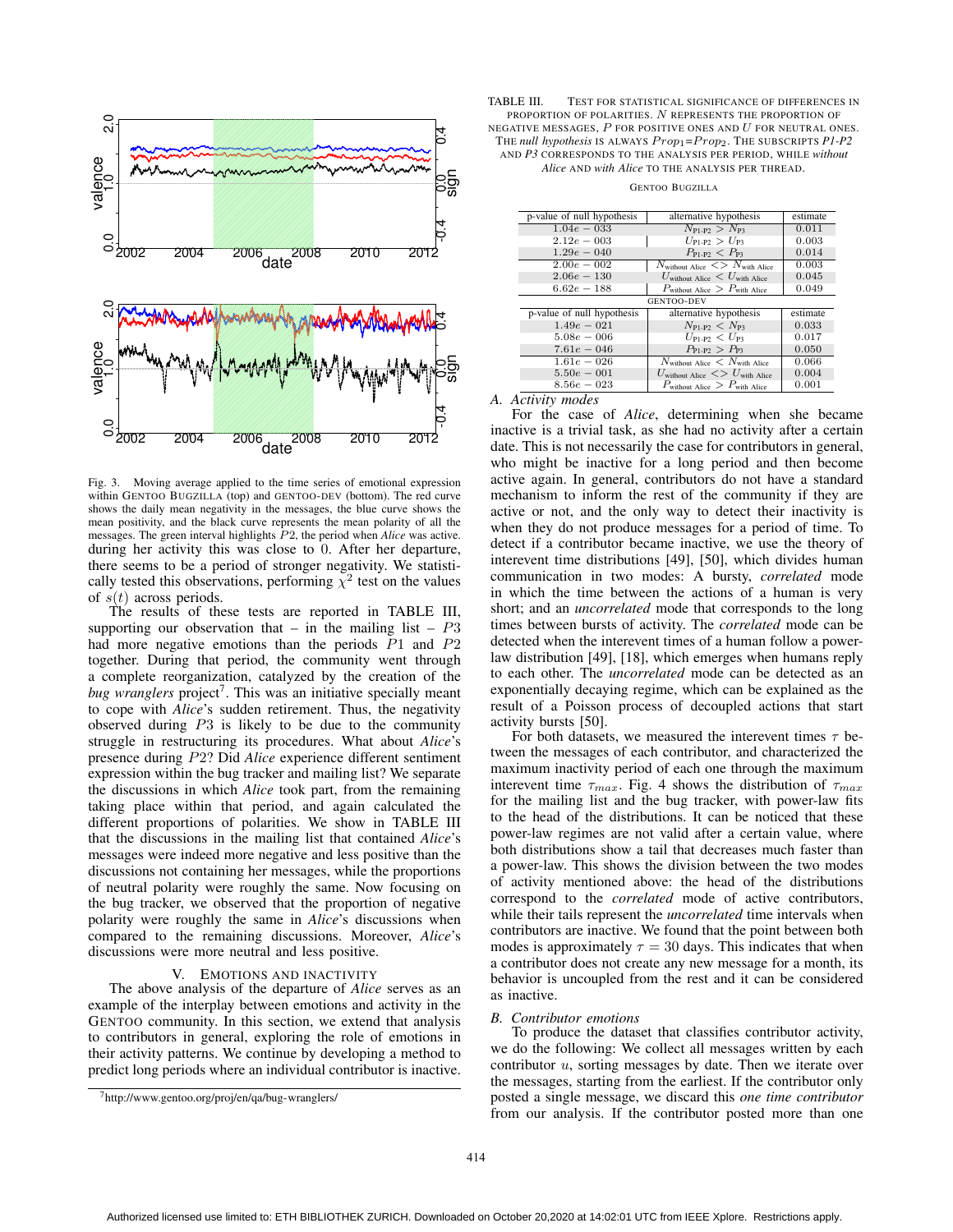Fig. 3. Moving average applied to the time series of emotional expression within GENTOO BUGZILLA (top) and GENTOO-DEV (bottom). The red curve shows the daily mean negativity in the messages, the blue curve shows the mean positivity, and the black curve represents the mean polarity of all the messages. The green interval highlights $P2$, the period when *Alice* was active.

during her activity this was close to 0. After her departure, there seems to be a period of stronger negativity. We statistically tested this observations, performing $\chi^2$ test on the values of $s(t)$ across periods.

The results of these tests are reported in TABLE III, supporting our observation that – in the mailing list – $P3$ had more negative emotions than the periods $P1$ and $P2$ together. During that period, the community went through a complete reorganization, catalyzed by the creation of the *bug wranglers* project[7]. This was an initiative specially meant to cope with *Alice*'s sudden retirement. Thus, the negativity observed during $P3$ is likely to be due to the community struggle in restructuring its procedures. What about *Alice*'s presence during $P2$? Did *Alice* experience different sentiment expression within the bug tracker and mailing list? We separate the discussions in which *Alice* took part, from the remaining discussions taking place within that period, and again calculated the different proportions of polarities. We show in TABLE III that the discussions in the mailing list that contained *Alice*'s messages were indeed more negative and less positive than the discussions not containing her messages, while the proportions of neutral polarity were roughly the same. Now focusing on the bug tracker, we observed that the proportion of negative polarity were roughly the same in *Alice*'s discussions when compared to the remaining discussions. Moreover, *Alice*'s discussions were more neutral and less positive.

## V. EMOTIONS AND INACTIVITY

The above analysis of the departure of *Alice* serves as an example of the interplay between emotions and activity in the GENTOO community. In this section, we extend that analysis to contributors in general, exploring the role of emotions in their activity patterns. We continue by developing a method to predict long periods where an individual contributor is inactive.

[7]http://www.gentoo.org/proj/en/qa/bug-wranglers/

TABLE III. TEST FOR STATISTICAL SIGNIFICANCE OF DIFFERENCES IN PROPORTION OF POLARITIES. $N$ REPRESENTS THE PROPORTION OF NEGATIVE MESSAGES, $P$ FOR POSITIVE ONES AND $U$ FOR NEUTRAL ONES. THE *null hypothesis* IS ALWAYS $Prop_1$=$Prop_2$. THE SUBSCRIPTS *P1-P2* AND *P3* CORRESPONDS TO THE ANALYSIS PER PERIOD, WHILE *without Alice* AND *with Alice* TO THE ANALYSIS PER THREAD.

GENTOO BUGZILLA

| p-value of null hypothesis | alternative hypothesis | estimate |
|---|---|---|
| $1.04e-033$ | $N_{\text{P1-P2}} > N_{\text{P3}}$ | 0.011 |
| $2.12e-003$ | $U_{\text{P1-P2}} > U_{\text{P3}}$ | 0.003 |
| $1.29e-040$ | $P_{\text{P1-P2}} < P_{\text{P3}}$ | 0.014 |
| $2.00e-002$ | $N_{\text{without Alice}} <> N_{\text{with Alice}}$ | 0.003 |
| $2.06e-130$ | $U_{\text{without Alice}} < U_{\text{with Alice}}$ | 0.045 |
| $6.62e-188$ | $P_{\text{without Alice}} > P_{\text{with Alice}}$ | 0.049 |

GENTOO-DEV

| p-value of null hypothesis | alternative hypothesis | estimate |
|---|---|---|
| $1.49e-021$ | $N_{\text{P1-P2}} < N_{\text{P3}}$ | 0.033 |
| $5.08e-006$ | $U_{\text{P1-P2}} < U_{\text{P3}}$ | 0.017 |
| $7.61e-046$ | $P_{\text{P1-P2}} > P_{\text{P3}}$ | 0.050 |
| $1.61e-026$ | $N_{\text{without Alice}} < N_{\text{with Alice}}$ | 0.066 |
| $5.50e-001$ | $U_{\text{without Alice}} <> U_{\text{with Alice}}$ | 0.004 |
| $8.56e-023$ | $P_{\text{without Alice}} > P_{\text{with Alice}}$ | 0.001 |

### A. Activity modes

For the case of *Alice*, determining when she became inactive is a trivial task, as she had no activity after a certain date. This is not necessarily the case for contributors in general, who might be inactive for a long period and then become active again. In general, contributors do not have a standard mechanism to inform the rest of the community if they are active or not, and the only way to detect their inactivity is when they do not produce messages for a period of time. To detect if a contributor became inactive, we use the theory of interevent time distributions [49], [50], which divides human communication in two modes: A bursty, *correlated* mode in which the time between the actions of a human is very short; and an *uncorrelated* mode that corresponds to the long times between bursts of activity. The *correlated* mode can be detected when the interevent times of a human follow a power-law distribution [49], [18], which emerges when humans reply to each other. The *uncorrelated* mode can be detected as an exponentially decaying regime, which can be explained as the result of a Poisson process of decoupled actions that start activity bursts [50].

For both datasets, we measured the interevent times $\tau$ between the messages of each contributor, and characterized the maximum inactivity period of each one through the maximum interevent time $\tau_{max}$. Fig. 4 shows the distribution of $\tau_{max}$ for the mailing list and the bug tracker, with power-law fits to the head of the distributions. It can be noticed that these power-law regimes are not valid after a certain value, where both distributions show a tail that decreases much faster than a power-law. This shows the division between the two modes of activity mentioned above: the head of the distributions correspond to the *correlated* mode of active contributors, while their tails represent the *uncorrelated* time intervals when contributors are inactive. We found that the point between both modes is approximately $\tau = 30$ days. This indicates that when a contributor does not create any new message for a month, its behavior is uncoupled from the rest and it can be considered as inactive.

### B. Contributor emotions

To produce the dataset that classifies contributor activity, we do the following: We collect all messages written by each contributor $u$, sorting messages by date. Then we iterate over the messages, starting from the earliest. If the contributor only posted a single message, we discard this *one time contributor* from our analysis. If the contributor posted more than one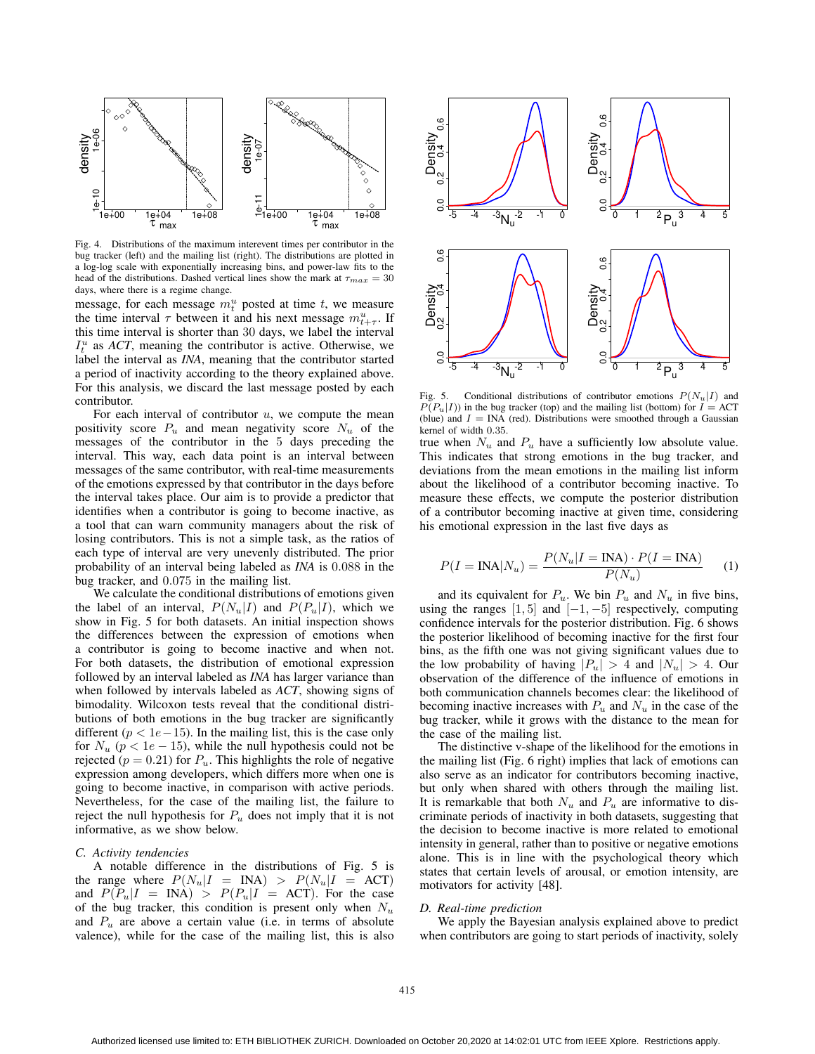Fig. 4. Distributions of the maximum interevent times per contributor in the bug tracker (left) and the mailing list (right). The distributions are plotted in a log-log scale with exponentially increasing bins, and power-law fits to the head of the distributions. Dashed vertical lines show the mark at $\tau_{max} = 30$ days, where there is a regime change.

message, for each message $m^u_t$ posted at time $t$, we measure the time interval $\tau$ between it and his next message $m^u_{t+\tau}$. If this time interval is shorter than 30 days, we label the interval $I^u_t$ as *ACT*, meaning the contributor is active. Otherwise, we label the interval as *INA*, meaning that the contributor started a period of inactivity according to the theory explained above. For this analysis, we discard the last message posted by each contributor.

For each interval of contributor $u$, we compute the mean positivity score $P_u$ and mean negativity score $N_u$ of the messages of the contributor in the 5 days preceding the interval. This way, each data point is an interval between messages of the same contributor, with real-time measurements of the emotions expressed by that contributor in the days before the interval takes place. Our aim is to provide a predictor that identifies when a contributor is going to become inactive, as a tool that can warn community managers about the risk of losing contributors. This is not a simple task, as the ratios of each type of interval are very unevenly distributed. The prior probability of an interval being labeled as *INA* is 0.088 in the bug tracker, and 0.075 in the mailing list.

We calculate the conditional distributions of emotions given the label of an interval, $P(N_u|I)$ and $P(P_u|I)$, which we show in Fig. 5 for both datasets. An initial inspection shows the differences between the expression of emotions when a contributor is going to become inactive and when not. For both datasets, the distribution of emotional expression followed by an interval labeled as *INA* has larger variance than when followed by intervals labeled as *ACT*, showing signs of bimodality. Wilcoxon tests reveal that the conditional distributions of both emotions in the bug tracker are significantly different ($p < 1e{-}15$). In the mailing list, this is the case only for $N_u$ ($p < 1e-15$), while the null hypothesis could not be rejected ($p = 0.21$) for $P_u$. This highlights the role of negative expression among developers, which differs more when one is going to become inactive, in comparison with active periods. Nevertheless, for the case of the mailing list, the failure to reject the null hypothesis for $P_u$ does not imply that it is not informative, as we show below.

### C. Activity tendencies

A notable difference in the distributions of Fig. 5 is the range where $P(N_u|I = \text{INA}) > P(N_u|I = \text{ACT})$ and $P(P_u|I = \text{INA}) > P(P_u|I = \text{ACT})$. For the case of the bug tracker, this condition is present only when $N_u$ and $P_u$ are above a certain value (i.e. in terms of absolute valence), while for the case of the mailing list, this is also

Fig. 5. Conditional distributions of contributor emotions $P(N_u|I)$ and $P(P_u|I)$) in the bug tracker (top) and the mailing list (bottom) for $I$ = ACT (blue) and $I$ = INA (red). Distributions were smoothed through a Gaussian kernel of width 0.35.

true when $N_u$ and $P_u$ have a sufficiently low absolute value. This indicates that strong emotions in the bug tracker, and deviations from the mean emotions in the mailing list inform about the likelihood of a contributor becoming inactive. To measure these effects, we compute the posterior distribution of a contributor becoming inactive at given time, considering his emotional expression in the last five days as

$$P(I = \text{INA}|N_u) = \frac{P(N_u|I = \text{INA}) \cdot P(I = \text{INA})}{P(N_u)} \qquad (1)$$

and its equivalent for $P_u$. We bin $P_u$ and $N_u$ in five bins, using the ranges $[1, 5]$ and $[-1, -5]$ respectively, computing confidence intervals for the posterior distribution. Fig. 6 shows the posterior likelihood of becoming inactive for the first four bins, as the fifth one was not giving significant values due to the low probability of having $|P_u| > 4$ and $|N_u| > 4$. Our observation of the difference of the influence of emotions in both communication channels becomes clear: the likelihood of becoming inactive increases with $P_u$ and $N_u$ in the case of the bug tracker, while it grows with the distance to the mean for the case of the mailing list.

The distinctive v-shape of the likelihood for the emotions in the mailing list (Fig. 6 right) implies that lack of emotions can also serve as an indicator for contributors becoming inactive, but only when shared with others through the mailing list. It is remarkable that both $N_u$ and $P_u$ are informative to discriminate periods of inactivity in both datasets, suggesting that the decision to become inactive is more related to emotional intensity in general, rather than to positive or negative emotions alone. This is in line with the psychological theory which states that certain levels of arousal, or emotion intensity, are motivators for activity [48].

### D. Real-time prediction

We apply the Bayesian analysis explained above to predict when contributors are going to start periods of inactivity, solely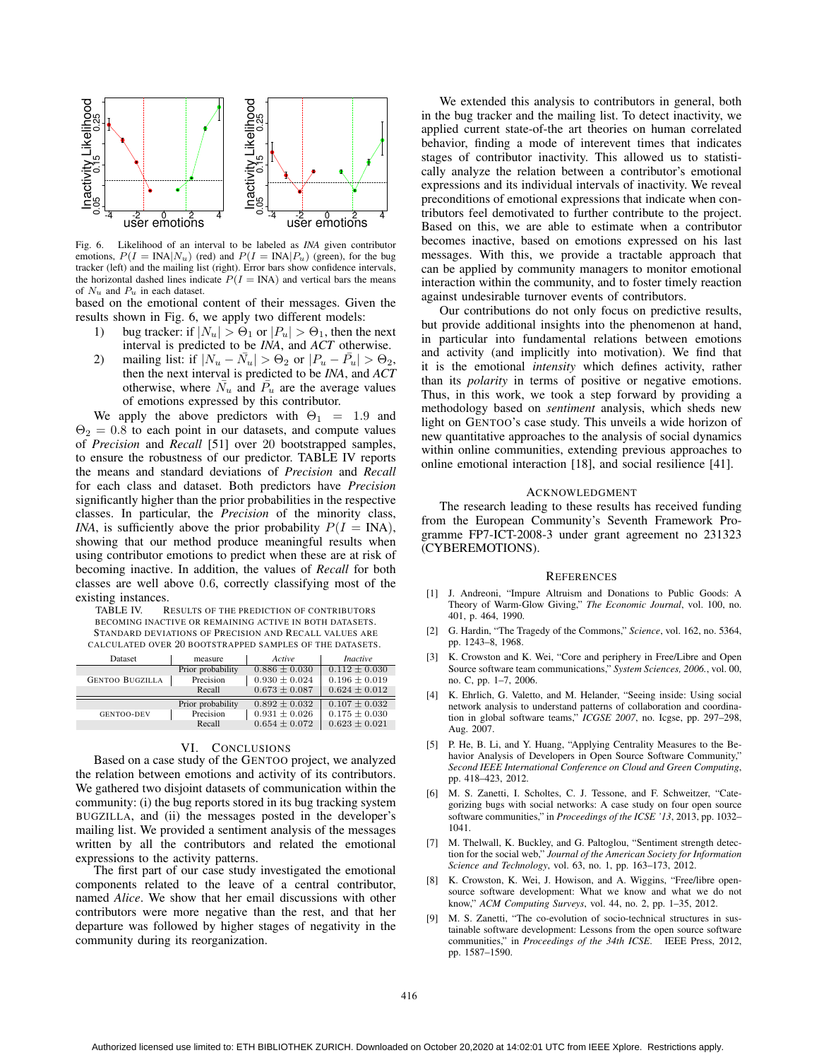Fig. 6. Likelihood of an interval to be labeled as *INA* given contributor emotions, $P(I = \text{INA}|N_u)$ (red) and $P(I = \text{INA}|P_u)$ (green), for the bug tracker (left) and the mailing list (right). Error bars show confidence intervals, the horizontal dashed lines indicate $P(I = \text{INA})$ and vertical bars the means of $N_u$ and $P_u$ in each dataset.

based on the emotional content of their messages. Given the results shown in Fig. 6, we apply two different models:

1) bug tracker: if $|N_u| > \Theta_1$ or $|P_u| > \Theta_1$, then the next interval is predicted to be *INA*, and *ACT* otherwise.
2) mailing list: if $|N_u - \bar{N}_u| > \Theta_2$ or $|P_u - \bar{P}_u| > \Theta_2$, then the next interval is predicted to be *INA*, and *ACT* otherwise, where $\bar{N}_u$ and $\bar{P}_u$ are the average values of emotions expressed by this contributor.

We apply the above predictors with $\Theta_1 = 1.9$ and $\Theta_2 = 0.8$ to each point in our datasets, and compute values of *Precision* and *Recall* [51] over 20 bootstrapped samples, to ensure the robustness of our predictor. TABLE IV reports the means and standard deviations of *Precision* and *Recall* for each class and dataset. Both predictors have *Precision* significantly higher than the prior probabilities in the respective classes. In particular, the *Precision* of the minority class, *INA*, is sufficiently above the prior probability $P(I = \text{INA})$, showing that our method produce meaningful results when using contributor emotions to predict when these are at risk of becoming inactive. In addition, the values of *Recall* for both classes are well above 0.6, correctly classifying most of the existing instances.

TABLE IV. RESULTS OF THE PREDICTION OF CONTRIBUTORS BECOMING INACTIVE OR REMAINING ACTIVE IN BOTH DATASETS. STANDARD DEVIATIONS OF PRECISION AND RECALL VALUES ARE CALCULATED OVER 20 BOOTSTRAPPED SAMPLES OF THE DATASETS.

| Dataset | measure | *Active* | *Inactive* |
|---|---|---|---|
| GENTOO BUGZILLA | Prior probability | $0.886 \pm 0.030$ | $0.112 \pm 0.030$ |
| | Precision | $0.930 \pm 0.024$ | $0.196 \pm 0.019$ |
| | Recall | $0.673 \pm 0.087$ | $0.624 \pm 0.012$ |
| GENTOO-DEV | Prior probability | $0.892 \pm 0.032$ | $0.107 \pm 0.032$ |
| | Precision | $0.931 \pm 0.026$ | $0.175 \pm 0.030$ |
| | Recall | $0.654 \pm 0.072$ | $0.623 \pm 0.021$ |

## VI. CONCLUSIONS

Based on a case study of the GENTOO project, we analyzed the relation between emotions and activity of its contributors. We gathered two disjoint datasets of communication within the community: (i) the bug reports stored in its bug tracking system BUGZILLA, and (ii) the messages posted in the developer's mailing list. We provided a sentiment analysis of the messages written by all the contributors and related the emotional expressions to the activity patterns.

The first part of our case study investigated the emotional components related to the leave of a central contributor, named *Alice*. We show that her email discussions with other contributors were more negative than the rest, and that her departure was followed by higher stages of negativity in the community during its reorganization.

We extended this analysis to contributors in general, both in the bug tracker and the mailing list. To detect inactivity, we applied current state-of-the art theories on human correlated behavior, finding a mode of interevent times that indicates stages of contributor inactivity. This allowed us to statistically analyze the relation between a contributor's emotional expressions and its individual intervals of inactivity. We reveal preconditions of emotional expressions that indicate when contributors feel demotivated to further contribute to the project. Based on this, we are able to estimate when a contributor becomes inactive, based on emotions expressed on his last messages. With this, we provide a tractable approach that can be applied by community managers to monitor emotional interaction within the community, and to foster timely reaction against undesirable turnover events of contributors.

Our contributions do not only focus on predictive results, but provide additional insights into the phenomenon at hand, in particular into fundamental relations between emotions and activity (and implicitly into motivation). We find that it is the emotional *intensity* which defines activity, rather than its *polarity* in terms of positive or negative emotions. Thus, in this work, we took a step forward by providing a methodology based on *sentiment* analysis, which sheds new light on GENTOO's case study. This unveils a wide horizon of new quantitative approaches to the analysis of social dynamics within online communities, extending previous approaches to online emotional interaction [18], and social resilience [41].

## ACKNOWLEDGMENT

The research leading to these results has received funding from the European Community's Seventh Framework Programme FP7-ICT-2008-3 under grant agreement no 231323 (CYBEREMOTIONS).

## REFERENCES

[1] J. Andreoni, "Impure Altruism and Donations to Public Goods: A Theory of Warm-Glow Giving," *The Economic Journal*, vol. 100, no. 401, p. 464, 1990.

[2] G. Hardin, "The Tragedy of the Commons," *Science*, vol. 162, no. 5364, pp. 1243–8, 1968.

[3] K. Crowston and K. Wei, "Core and periphery in Free/Libre and Open Source software team communications," *System Sciences, 2006.*, vol. 00, no. C, pp. 1–7, 2006.

[4] K. Ehrlich, G. Valetto, and M. Helander, "Seeing inside: Using social network analysis to understand patterns of collaboration and coordination in global software teams," *ICGSE 2007*, no. Icgse, pp. 297–298, Aug. 2007.

[5] P. He, B. Li, and Y. Huang, "Applying Centrality Measures to the Behavior Analysis of Developers in Open Source Software Community," *Second IEEE International Conference on Cloud and Green Computing*, pp. 418–423, 2012.

[6] M. S. Zanetti, I. Scholtes, C. J. Tessone, and F. Schweitzer, "Categorizing bugs with social networks: A case study on four open source software communities," in *Proceedings of the ICSE '13*, 2013, pp. 1032–1041.

[7] M. Thelwall, K. Buckley, and G. Paltoglou, "Sentiment strength detection for the social web," *Journal of the American Society for Information Science and Technology*, vol. 63, no. 1, pp. 163–173, 2012.

[8] K. Crowston, K. Wei, J. Howison, and A. Wiggins, "Free/libre open-source software development: What we know and what we do not know," *ACM Computing Surveys*, vol. 44, no. 2, pp. 1–35, 2012.

[9] M. S. Zanetti, "The co-evolution of socio-technical structures in sustainable software development: Lessons from the open source software communities," in *Proceedings of the 34th ICSE*. IEEE Press, 2012, pp. 1587–1590.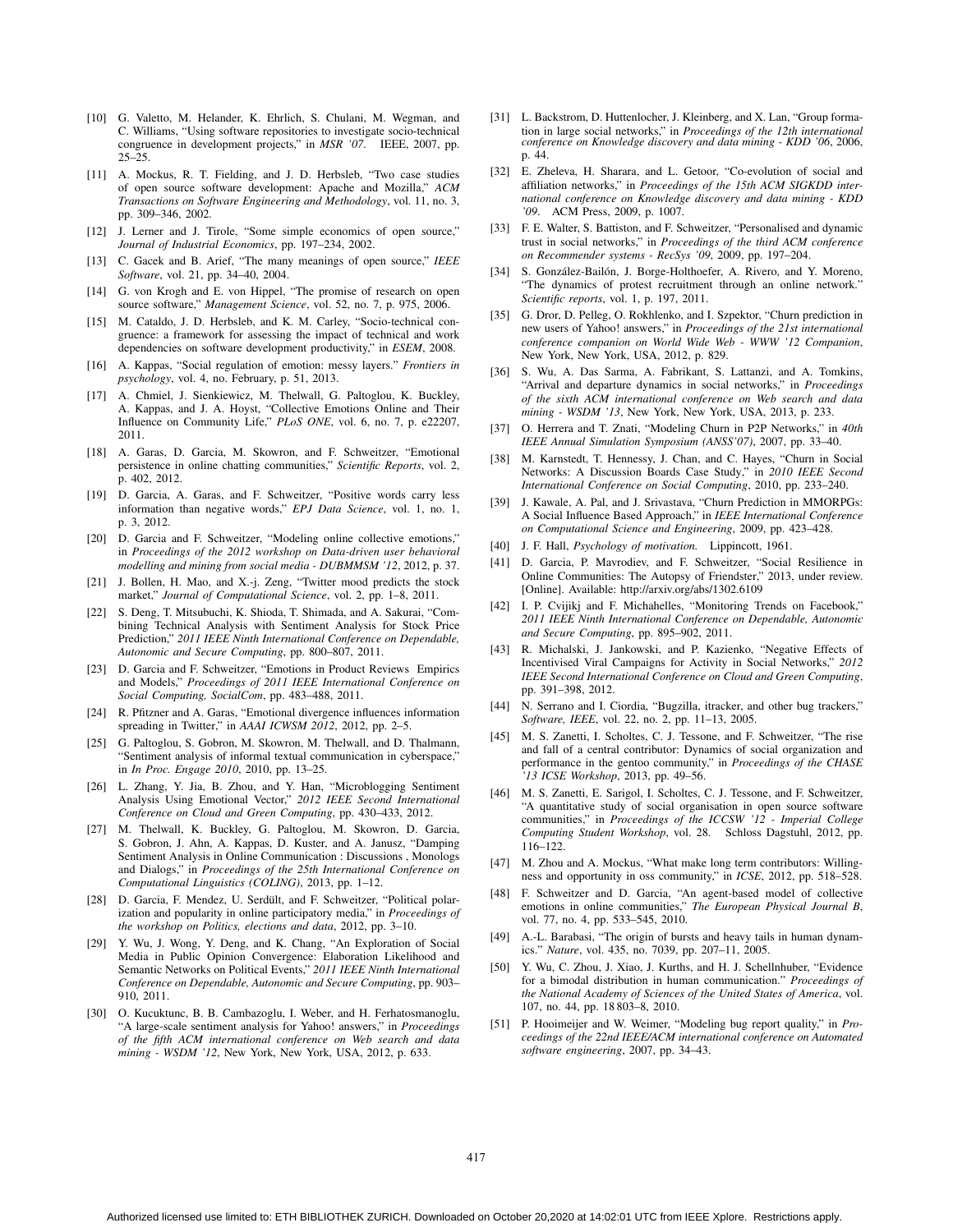[10] G. Valetto, M. Helander, K. Ehrlich, S. Chulani, M. Wegman, and C. Williams, "Using software repositories to investigate socio-technical congruence in development projects," in *MSR '07*. IEEE, 2007, pp. 25–25.

[11] A. Mockus, R. T. Fielding, and J. D. Herbsleb, "Two case studies of open source software development: Apache and Mozilla," *ACM Transactions on Software Engineering and Methodology*, vol. 11, no. 3, pp. 309–346, 2002.

[12] J. Lerner and J. Tirole, "Some simple economics of open source," *Journal of Industrial Economics*, pp. 197–234, 2002.

[13] C. Gacek and B. Arief, "The many meanings of open source," *IEEE Software*, vol. 21, pp. 34–40, 2004.

[14] G. von Krogh and E. von Hippel, "The promise of research on open source software," *Management Science*, vol. 52, no. 7, p. 975, 2006.

[15] M. Cataldo, J. D. Herbsleb, and K. M. Carley, "Socio-technical congruence: a framework for assessing the impact of technical and work dependencies on software development productivity," in *ESEM*, 2008.

[16] A. Kappas, "Social regulation of emotion: messy layers." *Frontiers in psychology*, vol. 4, no. February, p. 51, 2013.

[17] A. Chmiel, J. Sienkiewicz, M. Thelwall, G. Paltoglou, K. Buckley, A. Kappas, and J. A. Hoyst, "Collective Emotions Online and Their Influence on Community Life," *PLoS ONE*, vol. 6, no. 7, p. e22207, 2011.

[18] A. Garas, D. Garcia, M. Skowron, and F. Schweitzer, "Emotional persistence in online chatting communities," *Scientific Reports*, vol. 2, p. 402, 2012.

[19] D. Garcia, A. Garas, and F. Schweitzer, "Positive words carry less information than negative words," *EPJ Data Science*, vol. 1, no. 1, p. 3, 2012.

[20] D. Garcia and F. Schweitzer, "Modeling online collective emotions," in *Proceedings of the 2012 workshop on Data-driven user behavioral modelling and mining from social media - DUBMMSM '12*, 2012, p. 37.

[21] J. Bollen, H. Mao, and X.-j. Zeng, "Twitter mood predicts the stock market," *Journal of Computational Science*, vol. 2, pp. 1–8, 2011.

[22] S. Deng, T. Mitsubuchi, K. Shioda, T. Shimada, and A. Sakurai, "Combining Technical Analysis with Sentiment Analysis for Stock Price Prediction," *2011 IEEE Ninth International Conference on Dependable, Autonomic and Secure Computing*, pp. 800–807, 2011.

[23] D. Garcia and F. Schweitzer, "Emotions in Product Reviews Empirics and Models," *Proceedings of 2011 IEEE International Conference on Social Computing, SocialCom*, pp. 483–488, 2011.

[24] R. Pfitzner and A. Garas, "Emotional divergence influences information spreading in Twitter," in *AAAI ICWSM 2012*, 2012, pp. 2–5.

[25] G. Paltoglou, S. Gobron, M. Skowron, M. Thelwall, and D. Thalmann, "Sentiment analysis of informal textual communication in cyberspace," in *In Proc. Engage 2010*, 2010, pp. 13–25.

[26] L. Zhang, Y. Jia, B. Zhou, and Y. Han, "Microblogging Sentiment Analysis Using Emotional Vector," *2012 IEEE Second International Conference on Cloud and Green Computing*, pp. 430–433, 2012.

[27] M. Thelwall, K. Buckley, G. Paltoglou, M. Skowron, D. Garcia, S. Gobron, J. Ahn, A. Kappas, D. Kuster, and A. Janusz, "Damping Sentiment Analysis in Online Communication : Discussions , Monologs and Dialogs," in *Proceedings of the 25th International Conference on Computational Linguistics (COLING)*, 2013, pp. 1–12.

[28] D. Garcia, F. Mendez, U. Serdült, and F. Schweitzer, "Political polarization and popularity in online participatory media," in *Proceedings of the workshop on Politics, elections and data*, 2012, pp. 3–10.

[29] Y. Wu, J. Wong, Y. Deng, and K. Chang, "An Exploration of Social Media in Public Opinion Convergence: Elaboration Likelihood and Semantic Networks on Political Events," *2011 IEEE Ninth International Conference on Dependable, Autonomic and Secure Computing*, pp. 903–910, 2011.

[30] O. Kucuktunc, B. B. Cambazoglu, I. Weber, and H. Ferhatosmanoglu, "A large-scale sentiment analysis for Yahoo! answers," in *Proceedings of the fifth ACM international conference on Web search and data mining - WSDM '12*, New York, New York, USA, 2012, p. 633.

[31] L. Backstrom, D. Huttenlocher, J. Kleinberg, and X. Lan, "Group formation in large social networks," in *Proceedings of the 12th international conference on Knowledge discovery and data mining - KDD '06*, 2006, p. 44.

[32] E. Zheleva, H. Sharara, and L. Getoor, "Co-evolution of social and affiliation networks," in *Proceedings of the 15th ACM SIGKDD international conference on Knowledge discovery and data mining - KDD '09*. ACM Press, 2009, p. 1007.

[33] F. E. Walter, S. Battiston, and F. Schweitzer, "Personalised and dynamic trust in social networks," in *Proceedings of the third ACM conference on Recommender systems - RecSys '09*, 2009, pp. 197–204.

[34] S. González-Bailón, J. Borge-Holthoefer, A. Rivero, and Y. Moreno, "The dynamics of protest recruitment through an online network." *Scientific reports*, vol. 1, p. 197, 2011.

[35] G. Dror, D. Pelleg, O. Rokhlenko, and I. Szpektor, "Churn prediction in new users of Yahoo! answers," in *Proceedings of the 21st international conference companion on World Wide Web - WWW '12 Companion*, New York, New York, USA, 2012, p. 829.

[36] S. Wu, A. Das Sarma, A. Fabrikant, S. Lattanzi, and A. Tomkins, "Arrival and departure dynamics in social networks," in *Proceedings of the sixth ACM international conference on Web search and data mining - WSDM '13*, New York, New York, USA, 2013, p. 233.

[37] O. Herrera and T. Znati, "Modeling Churn in P2P Networks," in *40th IEEE Annual Simulation Symposium (ANSS'07)*, 2007, pp. 33–40.

[38] M. Karnstedt, T. Hennessy, J. Chan, and C. Hayes, "Churn in Social Networks: A Discussion Boards Case Study," in *2010 IEEE Second International Conference on Social Computing*, 2010, pp. 233–240.

[39] J. Kawale, A. Pal, and J. Srivastava, "Churn Prediction in MMORPGs: A Social Influence Based Approach," in *IEEE International Conference on Computational Science and Engineering*, 2009, pp. 423–428.

[40] J. F. Hall, *Psychology of motivation.* Lippincott, 1961.

[41] D. Garcia, P. Mavrodiev, and F. Schweitzer, "Social Resilience in Online Communities: The Autopsy of Friendster," 2013, under review. [Online]. Available: http://arxiv.org/abs/1302.6109

[42] I. P. Cvijikj and F. Michahelles, "Monitoring Trends on Facebook," *2011 IEEE Ninth International Conference on Dependable, Autonomic and Secure Computing*, pp. 895–902, 2011.

[43] R. Michalski, J. Jankowski, and P. Kazienko, "Negative Effects of Incentivised Viral Campaigns for Activity in Social Networks," *2012 IEEE Second International Conference on Cloud and Green Computing*, pp. 391–398, 2012.

[44] N. Serrano and I. Ciordia, "Bugzilla, itracker, and other bug trackers," *Software, IEEE*, vol. 22, no. 2, pp. 11–13, 2005.

[45] M. S. Zanetti, I. Scholtes, C. J. Tessone, and F. Schweitzer, "The rise and fall of a central contributor: Dynamics of social organization and performance in the gentoo community," in *Proceedings of the CHASE '13 ICSE Workshop*, 2013, pp. 49–56.

[46] M. S. Zanetti, E. Sarigol, I. Scholtes, C. J. Tessone, and F. Schweitzer, "A quantitative study of social organisation in open source software communities," in *Proceedings of the ICCSW '12 - Imperial College Computing Student Workshop*, vol. 28. Schloss Dagstuhl, 2012, pp. 116–122.

[47] M. Zhou and A. Mockus, "What make long term contributors: Willingness and opportunity in oss community," in *ICSE*, 2012, pp. 518–528.

[48] F. Schweitzer and D. Garcia, "An agent-based model of collective emotions in online communities," *The European Physical Journal B*, vol. 77, no. 4, pp. 533–545, 2010.

[49] A.-L. Barabasi, "The origin of bursts and heavy tails in human dynamics." *Nature*, vol. 435, no. 7039, pp. 207–11, 2005.

[50] Y. Wu, C. Zhou, J. Xiao, J. Kurths, and H. J. Schellnhuber, "Evidence for a bimodal distribution in human communication." *Proceedings of the National Academy of Sciences of the United States of America*, vol. 107, no. 44, pp. 18 803–8, 2010.

[51] P. Hooimeijer and W. Weimer, "Modeling bug report quality," in *Proceedings of the 22nd IEEE/ACM international conference on Automated software engineering*, 2007, pp. 34–43.